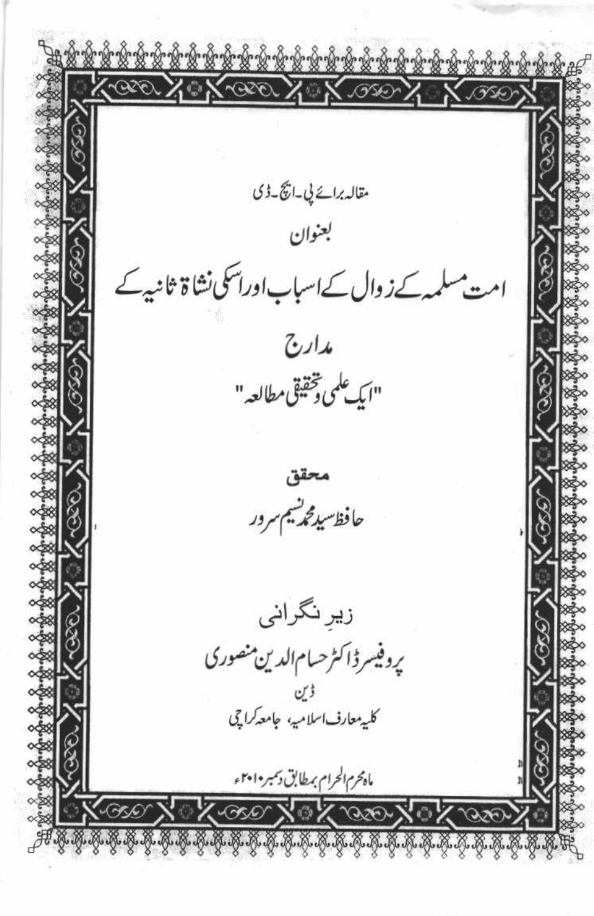مقالہ برائے پی۔ایچ۔ڈی

بعنوان

# امت مسلمہ کے زوال کے اسباب اور اسکی نشاۃ ثانیہ کے مدارج

"ایک علمی وتحقیقی مطالعہ"

محقق

حافظ سید محمد نسیم سرور

زیرِ نگرانی

پروفیسر ڈاکٹر حسام الدین منصوری

ڈین

کلیہ معارف اسلامیہ، جامعہ کراچی

ماہ محرم الحرام بمطابق دسمبر ۲۰۱۰ء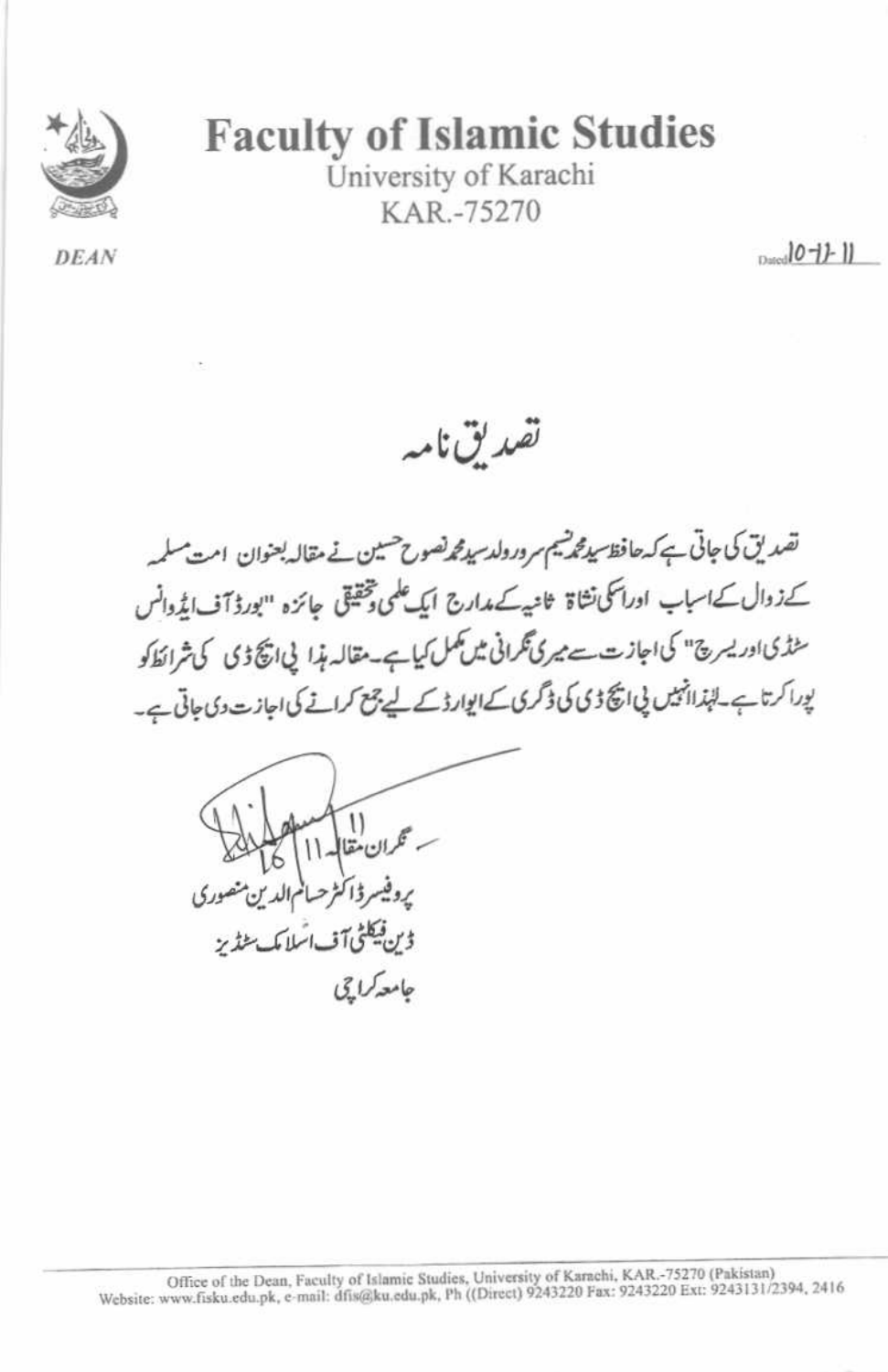# Faculty of Islamic Studies

University of Karachi

KAR.-75270

*DEAN*

Dated 10-11-11

## تصدیق نامہ

تصدیق کی جاتی ہے کہ حافظ سید محمد نسیم سرور ولد سید محمد نصوح حسین نے مقالہ بعنوان امت مسلمہ کے زوال کے اسباب اور اسکی نشاۃ ثانیہ کے مدارج ایک علمی وتحقیقی جائزہ "بورڈ آف ایڈوانس سٹڈی اور ریسرچ" کی اجازت سے میری نگرانی میں مکمل کیا ہے۔ مقالہ ہذا پی ایچ ڈی کی شرائط کو پورا کرتا ہے۔ لہٰذا انہیں پی ایچ ڈی کی ڈگری کے ایوارڈ کے لیے جمع کرانے کی اجازت دی جاتی ہے۔

نگران مقالہ

16/11/11

پروفیسر ڈاکٹر حسام الدین منصوری

ڈین فیکلٹی آف اسلامک سٹڈیز

جامعہ کراچی

Office of the Dean, Faculty of Islamic Studies, University of Karachi, KAR.-75270 (Pakistan)
Website: www.fisku.edu.pk, e-mail: dfis@ku.edu.pk, Ph ((Direct) 9243220 Fax: 9243220 Ext: 9243131/2394, 2416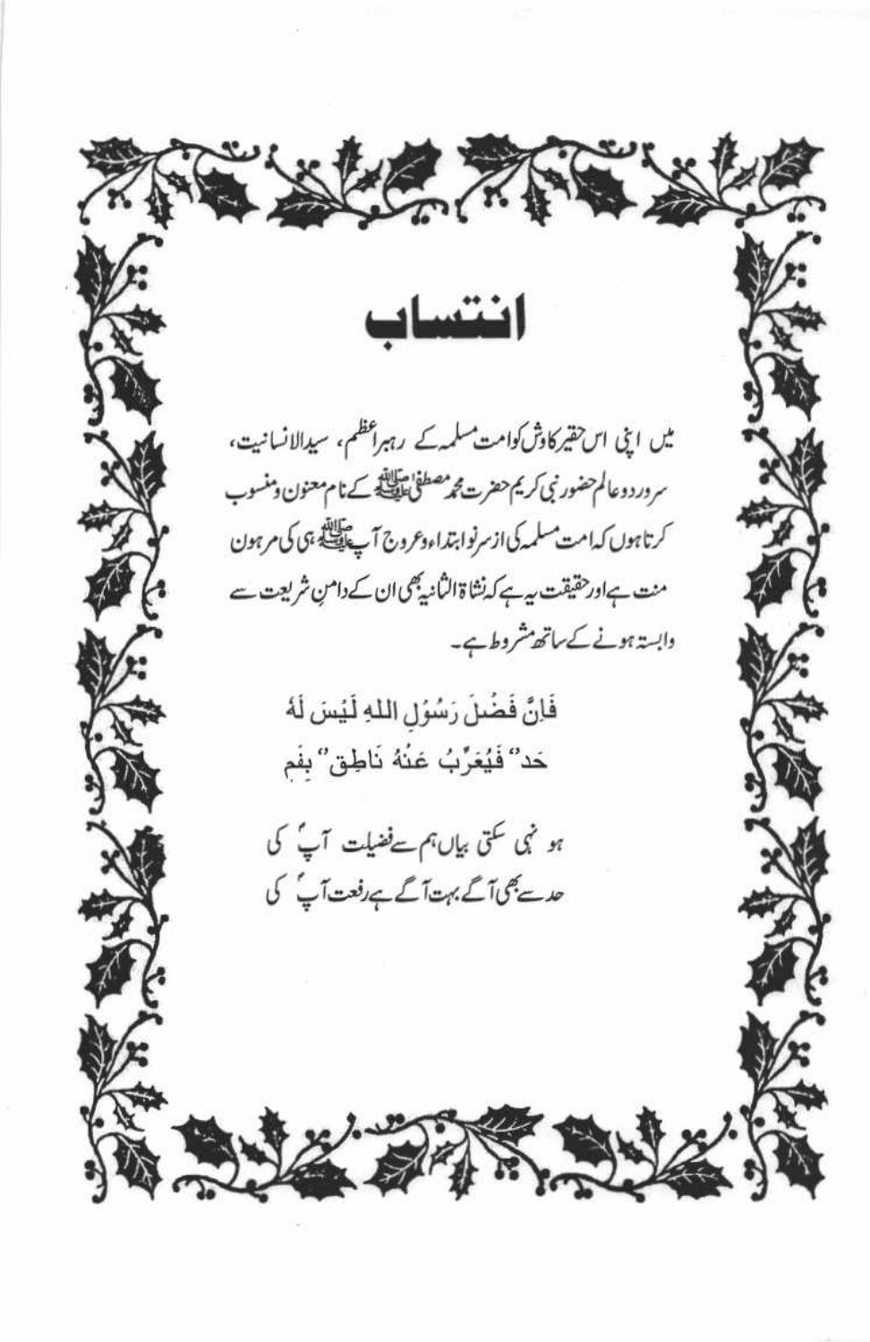# انتساب

میں اپنی اس حقیر کاوش کو امت مسلمہ کے رہبر اعظم، سید الانسانیت، سرور دو عالم حضور نبی کریم حضرت محمد مصطفی ﷺ کے نام معنون و منسوب کرتا ہوں کہ امت مسلمہ کی از سر نو ابتداء و عروج آپ ﷺ ہی کی مرہون منت ہے اور حقیقت یہ ہے کہ نشاۃ الثانیہ بھی ان کے دامنِ شریعت سے وابستہ ہونے کے ساتھ مشروط ہے۔

فَاِنَّ فَضْلَ رَسُوْلِ اللهِ لَيْسَ لَهُ
حَدٌّ فَيُعَرِّبُ عَنْهُ نَاطِقٌ بِفَمٖ

ہو نہی سکتی بیاں ہم سے فضیلت آپؐ کی
حد سے بھی آگے بہت آگے ہے رفعت آپؐ کی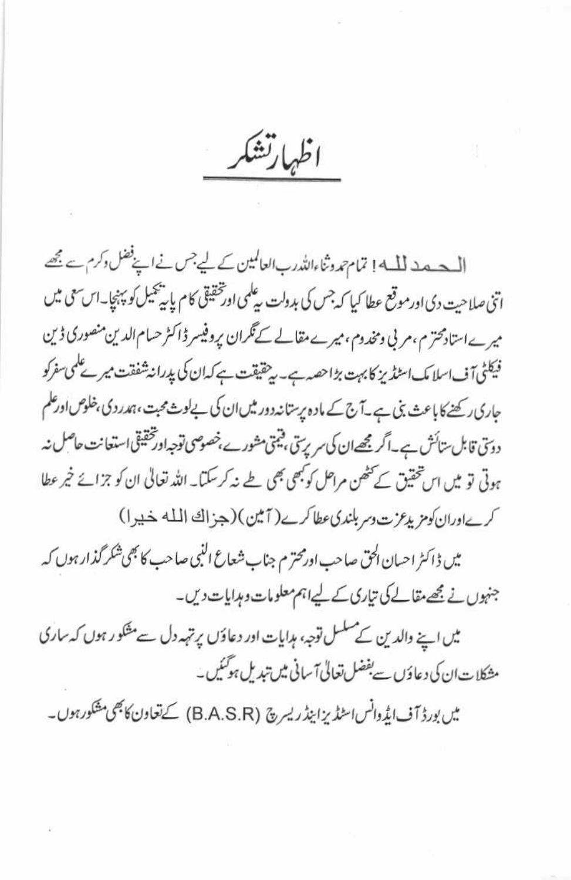# اظہار تشکر

الحمد للہ! تمام حمد وثناء اللہ رب العالمین کے لیے جس نے اپنے فضل وکرم سے مجھے اتنی صلاحیت دی اور موقع عطا کیا کہ جس کی بدولت یہ علمی اور تحقیقی کام پایہ تکمیل کو پہنچا۔ اس سعی میں میرے استاد محترم، مربی ومخدوم، میرے مقالے کے نگران پروفیسر ڈاکٹر حسام الدین منصوری ڈین فیکلٹی آف اسلامک اسٹڈیز کا بہت بڑا حصہ ہے۔ یہ حقیقت ہے کہ ان کی پدرانہ شفقت میرے علمی سفر کو جاری رکھنے کا باعث بنی ہے۔ آج کے مادہ پرستانہ دور میں ان کی بے لوث محبت، ہمدردی، خلوص اور علم دوستی قابل ستائش ہے۔ اگر مجھے ان کی سرپرستی، قیمتی مشورے، خصوصی توجہ اور تحقیقی استعانت حاصل نہ ہوتی تو میں اس تحقیق کے کٹھن مراحل کو کبھی بھی طے نہ کر سکتا۔ اللہ تعالیٰ ان کو جزائے خیر عطا کرے اور ان کو مزید عزت وسربلندی عطا کرے (آمین) (جزاك الله خيرا)

میں ڈاکٹر احسان الحق صاحب اور محترم جناب شعاع النبی صاحب کا بھی شکر گزار ہوں کہ جنہوں نے مجھے مقالے کی تیاری کے لیے اہم معلومات وہدایات دیں۔

میں اپنے والدین کے مسلسل توجہ، ہدایات اور دعاؤں پر تہہ دل سے مشکور ہوں کہ ساری مشکلات ان کی دعاؤں سے بفضل تعالیٰ آسانی میں تبدیل ہو گئیں۔

میں بورڈ آف ایڈوانس اسٹڈیز اینڈ ریسرچ (B.A.S.R) کے تعاون کا بھی مشکور ہوں۔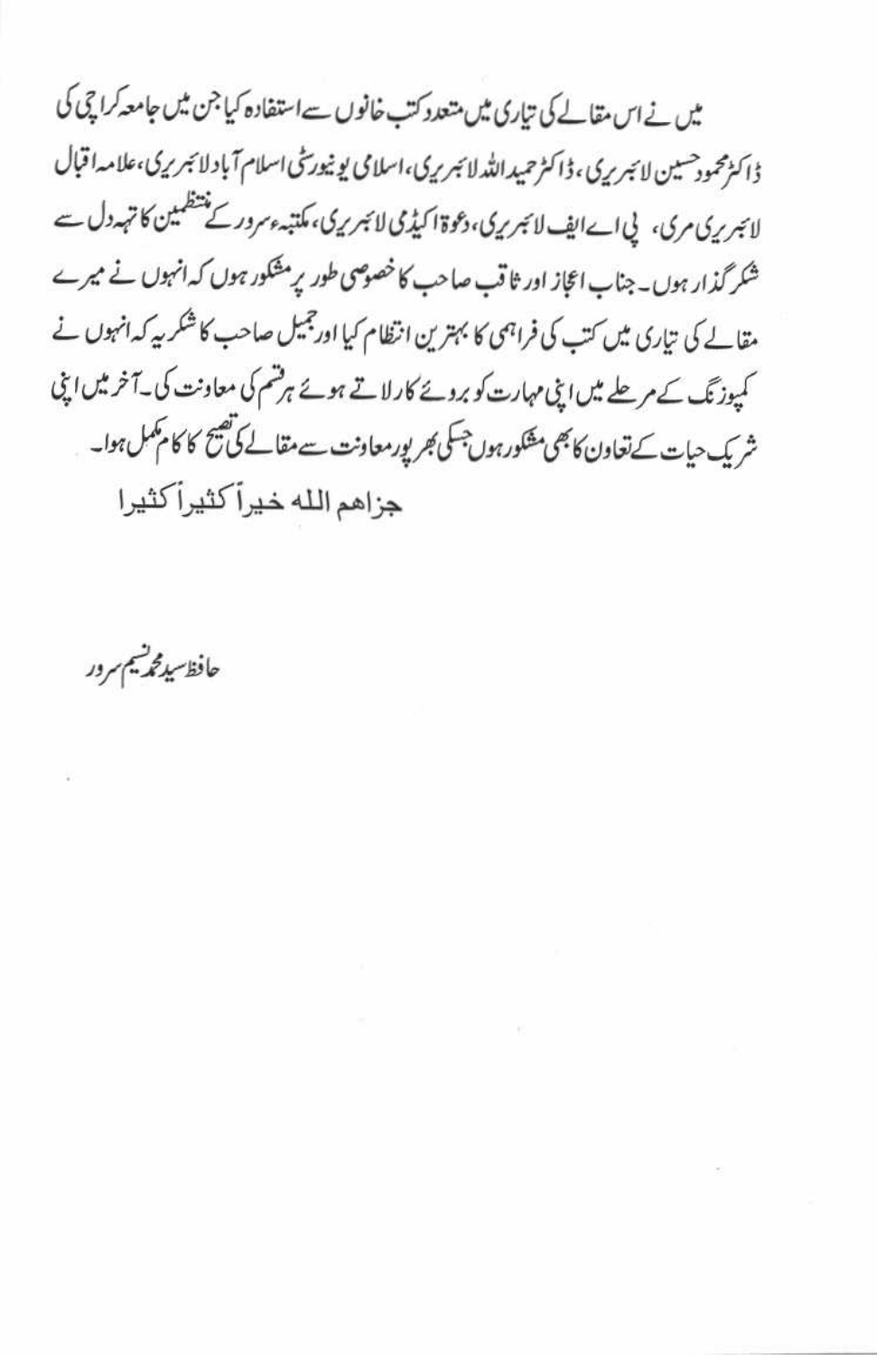میں نے اس مقالے کی تیاری میں متعدد کتب خانوں سے استفادہ کیا جن میں جامعہ کراچی کی ڈاکٹر محمود حسین لائبریری، ڈاکٹر حمید اللہ لائبریری، اسلامی یونیورسٹی اسلام آباد لائبریری، علامہ اقبال لائبریری مری، پی اے ایف لائبریری، دعوۃ اکیڈمی لائبریری، مکتبہء سرور کے منتظمین کا تہہ دل سے شکر گذار ہوں۔ جناب اعجاز اور ثاقب صاحب کا خصوصی طور پر مشکور ہوں کہ انہوں نے میرے مقالے کی تیاری میں کتب کی فراہمی کا بہترین انتظام کیا اور جمیل صاحب کا شکریہ کہ انہوں نے کمپوزنگ کے مرحلے میں اپنی مہارت کو بروئے کار لاتے ہوئے ہر قسم کی معاونت کی۔ آخر میں اپنی شریک حیات کے تعاون کا بھی مشکور ہوں جسکی بھرپور معاونت سے مقالے کی تصیح کا کام مکمل ہوا۔

جزاهم الله خيراً كثيراً

حافظ سید محمد نسیم سرور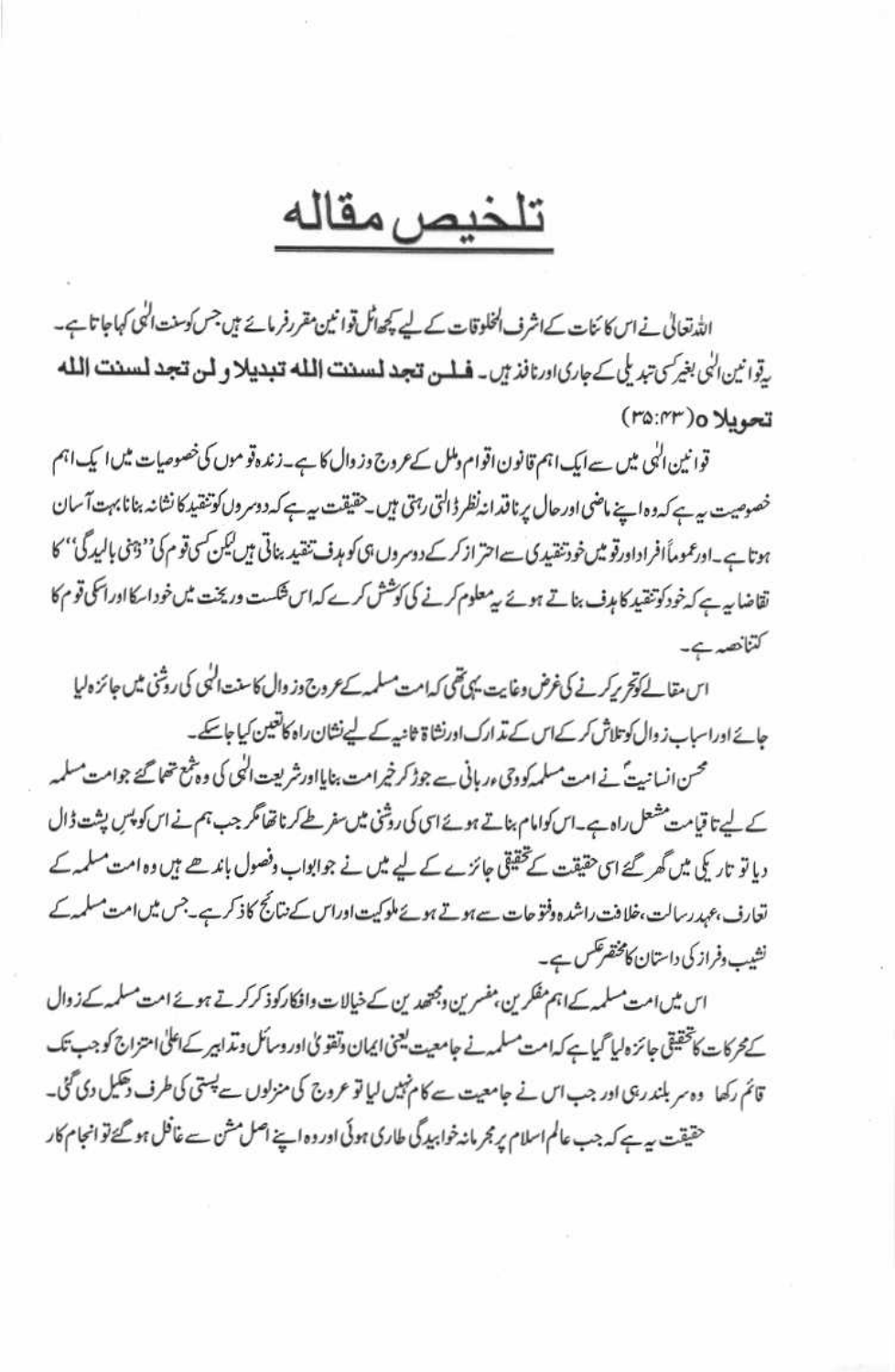# تلخیص مقالہ

اللہ تعالیٰ نے اس کائنات کے اشرف المخلوقات کے لیے کچھ اٹل قوانین مقرر فرمائے ہیں جس کو سنت الٰہی کہا جاتا ہے۔ یہ قوانین الٰہی بغیر کسی تبدیلی کے جاری اور نافذ ہیں۔ **فلن تجد لسنت الله تبديلا و لن تجد لسنت الله تحويلا ٥** (۳۵:۴۳)

قوانین الٰہی میں سے ایک اہم قانون اقوام وملل کے عروج وزوال کا ہے۔ زندہ قوموں کی خصوصیات میں ایک اہم خصوصیت یہ ہے کہ وہ اپنے ماضی اور حال پر ناقدانہ نظر ڈالتی رہتی ہیں۔ حقیقت یہ ہے کہ دوسروں کو تنقید کا نشانہ بنانا بہت آسان ہوتا ہے۔ اور عموماً افراد اور قومیں خود تنقیدی سے احتراز کر کے دوسروں ہی کو ہدف تنقید بناتی ہیں لیکن کسی قوم کی "ذہنی بالیدگی" کا تقاضا یہ ہے کہ خود کو تنقید کا ہدف بناتے ہوئے یہ معلوم کرنے کی کوشش کرے کہ اس شکست وریخت میں خود اسکا اور اسکی قوم کا کتنا حصہ ہے۔

اس مقالے کو تحریر کرنے کی غرض وغایت یہی تھی کہ امت مسلمہ کے عروج وزوال کا سنت الٰہی کی روشنی میں جائزہ لیا جائے اور اسباب زوال کو تلاش کر کے اس کے تدارک اور نشاۃ ثانیہ کے لیے نشان راہ کا تعین کیا جا سکے۔

محسن انسانیت ؐ نے امت مسلمہ کو وحی ربانی سے جوڑ کر خیر امت بنایا اور شریعت الٰہی کی وہ شمع تھما گئے جو امت مسلمہ کے لیے تا قیامت مشعل راہ ہے۔ اس کو امام بناتے ہوئے اسی کی روشنی میں سفر طے کرنا تھا مگر جب ہم نے اس کو پس پشت ڈال دیا تو تاریکی میں گھر گئے اسی حقیقت کے تحقیقی جائزے کے لیے میں نے جو ابواب وفصول باندھے ہیں وہ امت مسلمہ کے تعارف، عہد رسالت، خلافت راشدہ وفتوحات سے ہوتے ہوئے ملوکیت اور اس کے نتائج کا ذکر ہے۔ جس میں امت مسلمہ کے نشیب وفراز کی داستان کا مختصر عکس ہے۔

اس میں امت مسلمہ کے اہم مفکرین، مفسرین ومجتہدین کے خیالات وافکار کو ذکر کرتے ہوئے امت مسلمہ کے زوال کے محرکات کا تحقیقی جائزہ لیا گیا ہے کہ امت مسلمہ نے جامعیت یعنی ایمان وتقویٰ اور وسائل وتدابیر کے اعلیٰ امتزاج کو جب تک قائم رکھا وہ سربلند رہی اور جب اس نے جامعیت سے کام نہیں لیا تو عروج کی منزلوں سے پستی کی طرف دھکیل دی گئی۔ حقیقت یہ ہے کہ جب عالم اسلام پر مجرمانہ خوابیدگی طاری ہوئی اور وہ اپنے اصل مشن سے غافل ہو گئے تو انجام کار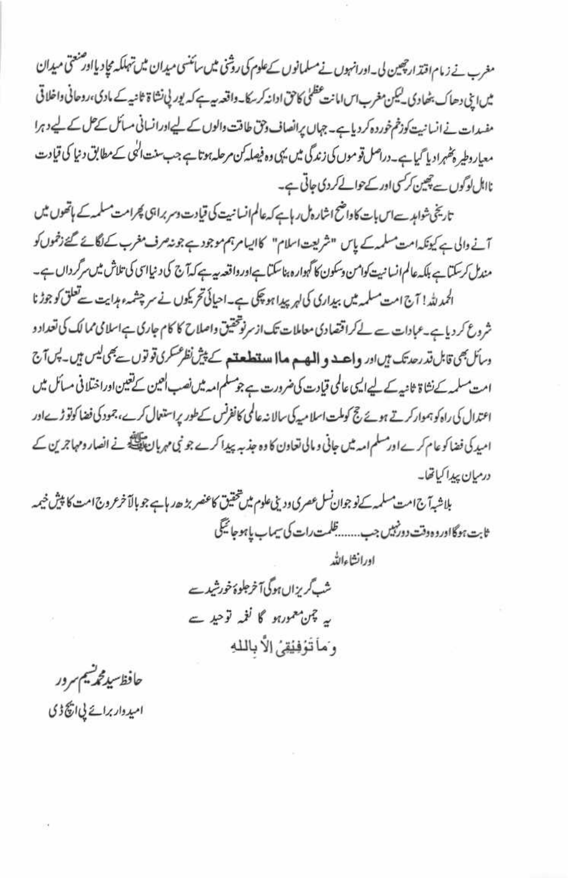مغرب نے زمام اقتدار چھین لی۔ اور انہوں نے مسلمانوں کے علوم کی روشنی میں سائنسی میدان میں تہلکہ مچا دیا اور صنعتی میدان میں اپنی دھاک بٹھادی۔ لیکن مغرب اس امانت عظمیٰ کا حق ادا نہ کرسکا۔ واقعہ یہ ہے کہ یورپی نشاۃ ثانیہ کے مادی، روحانی واخلاقی مفسدات نے انسانیت کو زخم خوردہ کردیا ہے۔ جہاں پر انصاف وحق طاقت والوں کے لیے اور انسانی مسائل کے حل کے لیے دہرا معیار وطیرہ ٹھہرادیا گیا ہے۔ دراصل قوموں کی زندگی میں یہی وہ فیصلہ کن مرحلہ ہوتا ہے جب سنت الٰہی کے مطابق دنیا کی قیادت نااہل لوگوں سے چھین کر کسی اور کے حوالے کردی جاتی ہے۔

تاریخی شواہد سے اس بات کا واضح اشارہ مل رہا ہے کہ عالم انسانیت کی قیادت وسربراہی پھر امت مسلمہ کے ہاتھوں میں آنے والی ہے کیونکہ امت مسلمہ کے پاس "شریعت اسلام" کا ایسا مرہم موجود ہے جو نہ صرف مغرب کے لگائے گئے زخموں کو مندمل کرسکتا ہے بلکہ عالم انسانیت کو امن وسکون کا گہوارہ بناسکتا ہے اور واقعہ یہ ہے کہ آج کی دنیا اسی کی تلاش میں سرگرداں ہے۔

الحمد للہ! آج امت مسلمہ میں بیداری کی لہر پیدا ہوچکی ہے۔ احیائی تحریکوں نے سرچشمہ ہدایت سے تعلق کو جوڑنا شروع کردیا ہے۔ عبادات سے لے کر اقتصادی معاملات تک از سر نو تحقیق واصلاح کا کام جاری ہے اسلامی ممالک کی تعداد و وسائل بھی قابل قدر حد تک ہیں اور **واعدو الهم ما استطعتم** کے پیش نظر عسکری قوتوں سے بھی لیس ہیں۔ پس آج امت مسلمہ کے نشاۃ ثانیہ کے لیے ایسی عالمی قیادت کی ضرورت ہے جو مسلم امہ میں نصب العین کے تعین اور اختلافی مسائل میں اعتدال کی راہ کو ہموار کرتے ہوئے حج کو ملت اسلامیہ کی سالانہ عالمی کانفرنس کے طور پر استعمال کرے، جمود کی فضا کو توڑے اور امید کی فضا کو عام کرے اور مسلم امہ میں جانی و مالی تعاون کا وہ جذبہ پیدا کرے جو نبی مہربان ﷺ نے انصار ومہاجرین کے درمیان پیدا کیا تھا۔

بلاشبہ آج امت مسلمہ کے نوجوان نسل عصری ودینی علوم میں تحقیق کا عنصر بڑھ رہا ہے جو بالآخر عروج امت کا پیش خیمہ ثابت ہوگا اور وہ وقت دور نہیں جب........ظلمت رات کی سیماب پا ہو جائیگی

اور انشاء اللہ

شب گریزاں ہوگی آخر جلوۂ خورشید سے
یہ چمن معمور ہو گا نغمہ توحید سے
وَمَا تَوْفِيْقِىْ اِلاَّ بِاللهِ

حافظ سید محمد نسیم سرور
امیدوار برائے پی ایچ ڈی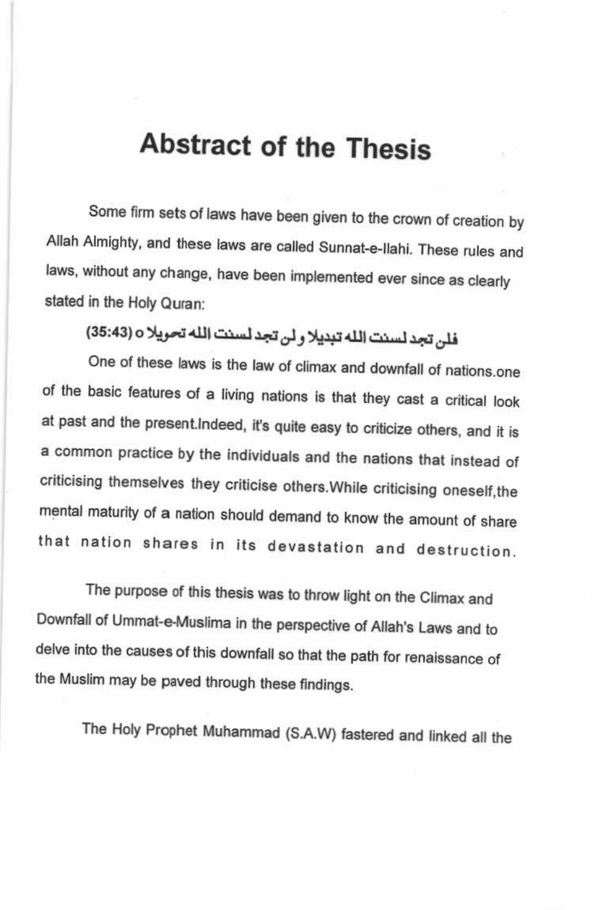# Abstract of the Thesis

Some firm sets of laws have been given to the crown of creation by Allah Almighty, and these laws are called Sunnat-e-Ilahi. These rules and laws, without any change, have been implemented ever since as clearly stated in the Holy Quran:

فلن تجد لسنت الله تبديلا ولن تجد لسنت الله تحويلا o (35:43)

One of these laws is the law of climax and downfall of nations.one of the basic features of a living nations is that they cast a critical look at past and the present.Indeed, it's quite easy to criticize others, and it is a common practice by the individuals and the nations that instead of criticising themselves they criticise others.While criticising oneself,the mental maturity of a nation should demand to know the amount of share that nation shares in its devastation and destruction.

The purpose of this thesis was to throw light on the Climax and Downfall of Ummat-e-Muslima in the perspective of Allah's Laws and to delve into the causes of this downfall so that the path for renaissance of the Muslim may be paved through these findings.

The Holy Prophet Muhammad (S.A.W) fastered and linked all the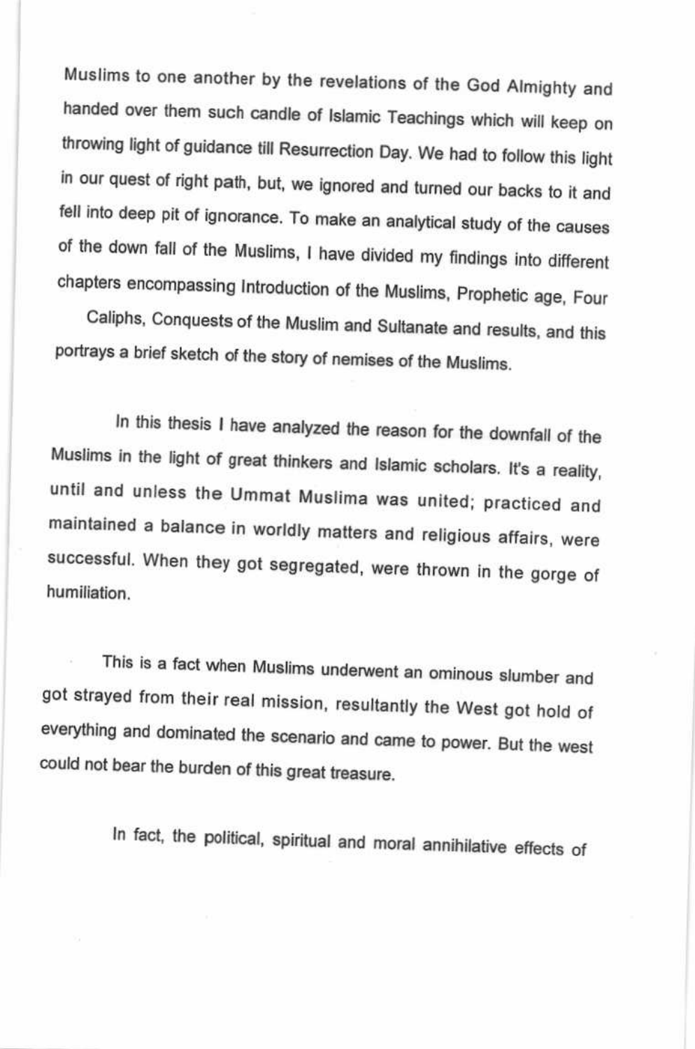Muslims to one another by the revelations of the God Almighty and handed over them such candle of Islamic Teachings which will keep on throwing light of guidance till Resurrection Day. We had to follow this light in our quest of right path, but, we ignored and turned our backs to it and fell into deep pit of ignorance. To make an analytical study of the causes of the down fall of the Muslims, I have divided my findings into different chapters encompassing Introduction of the Muslims, Prophetic age, Four Caliphs, Conquests of the Muslim and Sultanate and results, and this portrays a brief sketch of the story of nemises of the Muslims.

In this thesis I have analyzed the reason for the downfall of the Muslims in the light of great thinkers and Islamic scholars. It's a reality, until and unless the Ummat Muslima was united; practiced and maintained a balance in worldly matters and religious affairs, were successful. When they got segregated, were thrown in the gorge of humiliation.

This is a fact when Muslims underwent an ominous slumber and got strayed from their real mission, resultantly the West got hold of everything and dominated the scenario and came to power. But the west could not bear the burden of this great treasure.

In fact, the political, spiritual and moral annihilative effects of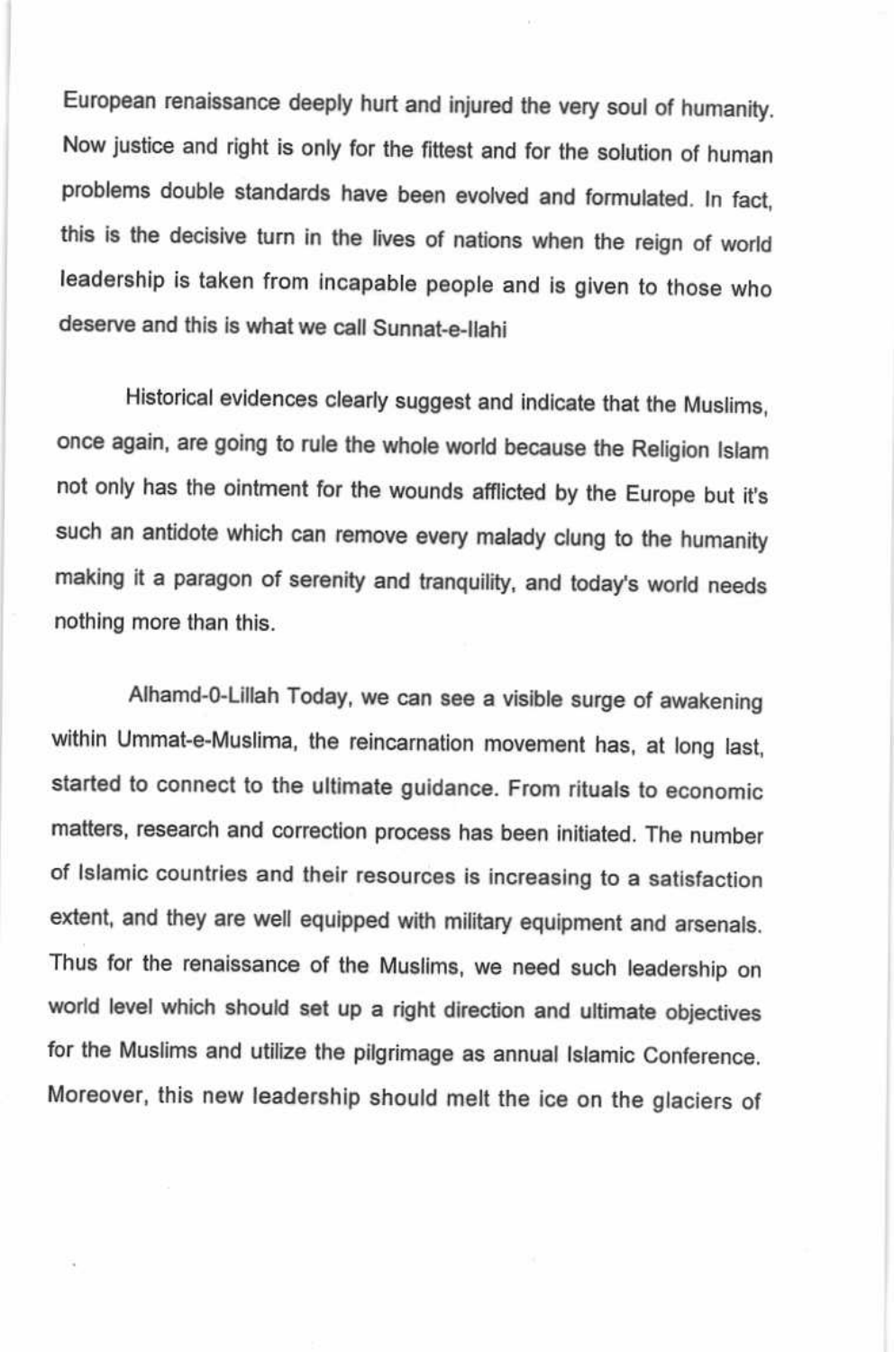European renaissance deeply hurt and injured the very soul of humanity. Now justice and right is only for the fittest and for the solution of human problems double standards have been evolved and formulated. In fact, this is the decisive turn in the lives of nations when the reign of world leadership is taken from incapable people and is given to those who deserve and this is what we call Sunnat-e-Ilahi

Historical evidences clearly suggest and indicate that the Muslims, once again, are going to rule the whole world because the Religion Islam not only has the ointment for the wounds afflicted by the Europe but it's such an antidote which can remove every malady clung to the humanity making it a paragon of serenity and tranquility, and today's world needs nothing more than this.

Alhamd-0-Lillah Today, we can see a visible surge of awakening within Ummat-e-Muslima, the reincarnation movement has, at long last, started to connect to the ultimate guidance. From rituals to economic matters, research and correction process has been initiated. The number of Islamic countries and their resources is increasing to a satisfaction extent, and they are well equipped with military equipment and arsenals. Thus for the renaissance of the Muslims, we need such leadership on world level which should set up a right direction and ultimate objectives for the Muslims and utilize the pilgrimage as annual Islamic Conference. Moreover, this new leadership should melt the ice on the glaciers of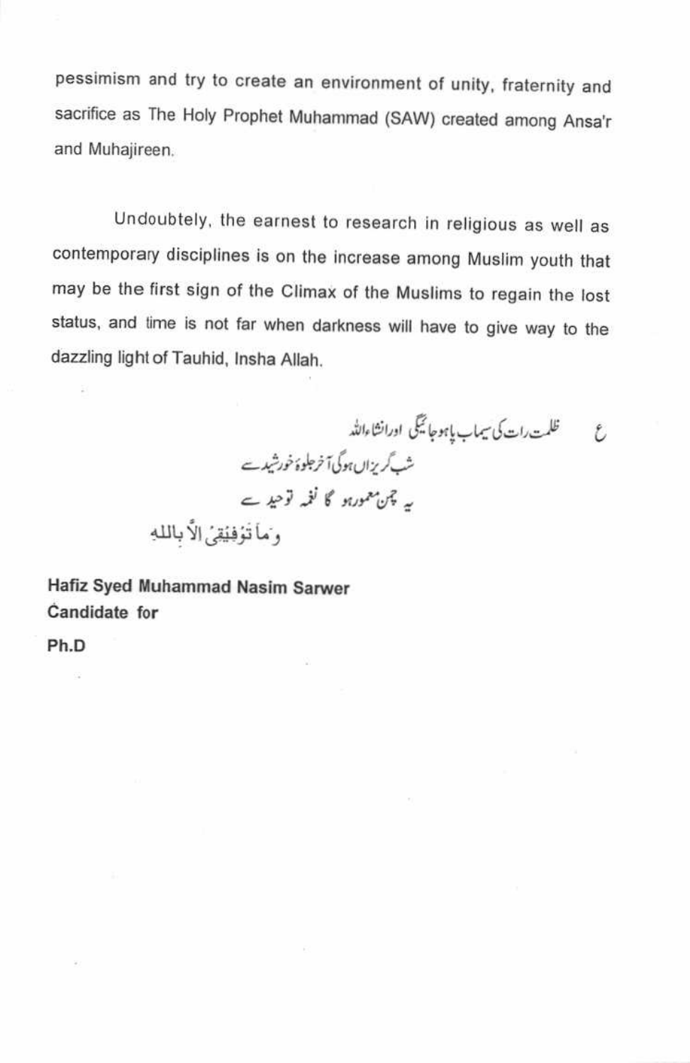pessimism and try to create an environment of unity, fraternity and sacrifice as The Holy Prophet Muhammad (SAW) created among Ansa'r and Muhajireen.

Undoubtely, the earnest to research in religious as well as contemporary disciplines is on the increase among Muslim youth that may be the first sign of the Climax of the Muslims to regain the lost status, and time is not far when darkness will have to give way to the dazzling light of Tauhid, Insha Allah.

ع ظلمت رات کی سیماب پا ہو جائیگی اور انشاءاللہ
شب گریزاں ہوگی آخر جلوۂ خورشید سے
یہ چمن معمور ہو گا نغمہ توحید سے

وَمَا تَوْفِيْقِیْ اِلَّا بِاللهِ

**Hafiz Syed Muhammad Nasim Sarwer**
**Candidate for**

**Ph.D**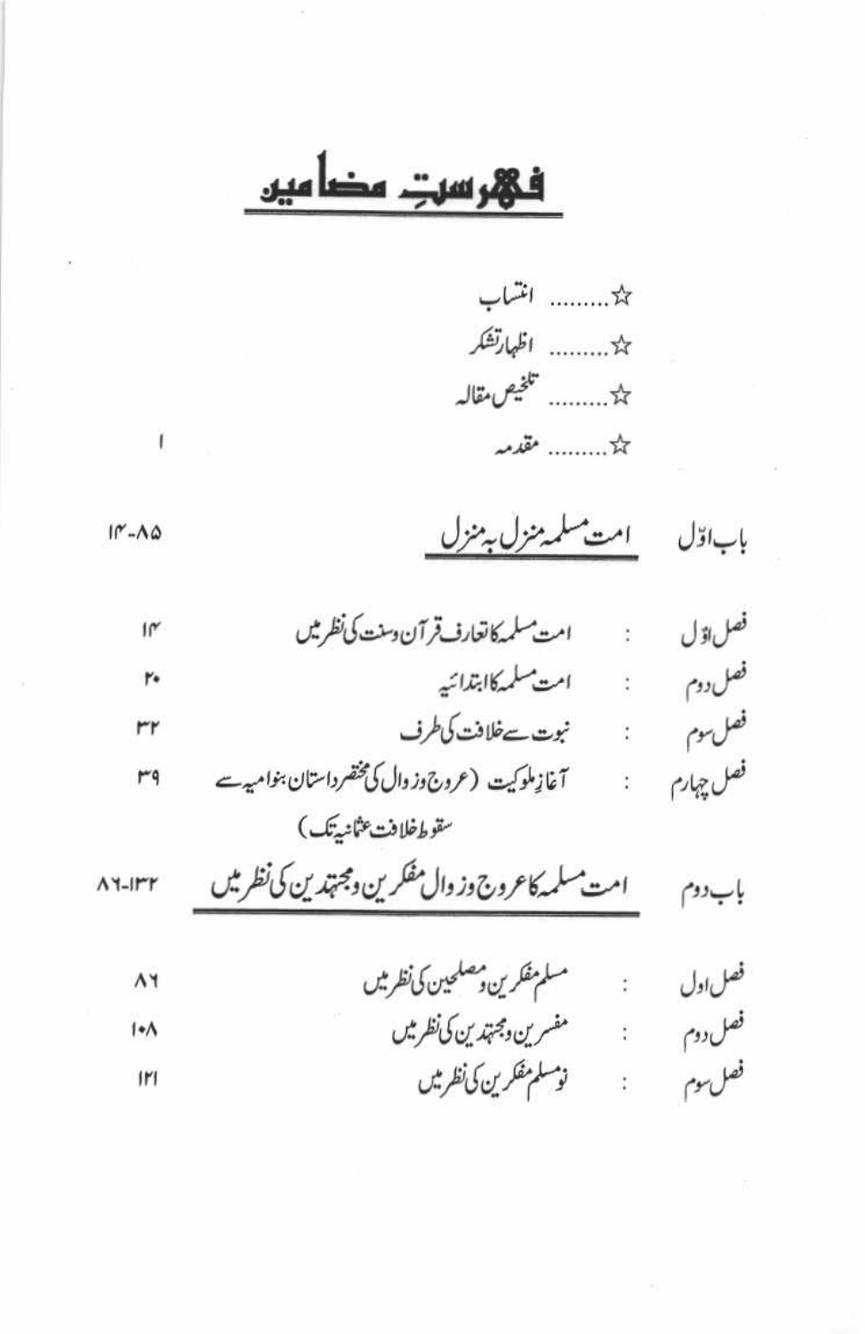# فہرستِ مضامین

☆......... انتساب

☆......... اظہار تشکر

☆......... تلخیص مقالہ

☆......... مقدمہ ۱

## باب اوّل امت مسلمہ منزل بہ منزل ۱۴-۸۵

| | | |
|---|---|---|
| فصل اوّل | : امت مسلمہ کا تعارف قرآن وسنت کی نظر میں | ۱۴ |
| فصل دوم | : امت مسلمہ کا ابتدائیہ | ۲۰ |
| فصل سوم | : نبوت سے خلافت کی طرف | ۳۲ |
| فصل چہارم | : آغازِ ملوکیت (عروج وزوال کی مختصر داستان بنوامیہ سے سقوطِ خلافت عثمانیہ تک) | ۳۹ |

## باب دوم امت مسلمہ کا عروج وزوال مفکرین ومجتہدین کی نظر میں ۸۶-۱۳۲

| | | |
|---|---|---|
| فصل اول | : مسلم مفکرین ومصلحین کی نظر میں | ۸۶ |
| فصل دوم | : مفسرین ومجتہدین کی نظر میں | ۱۰۸ |
| فصل سوم | : نومسلم مفکرین کی نظر میں | ۱۲۱ |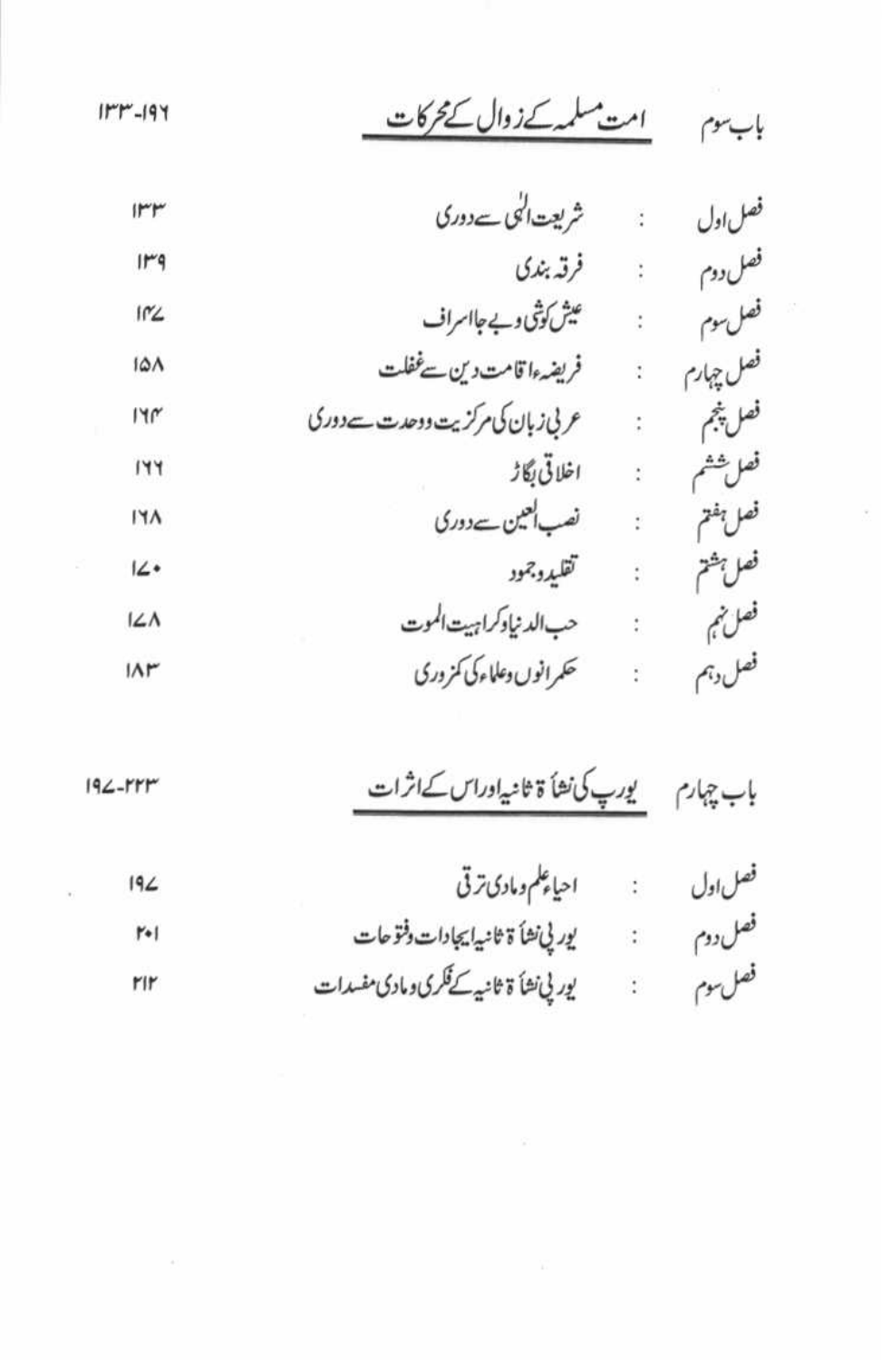## باب سوم — امت مسلمہ کے زوال کے محرکات — ۱۳۳-۱۹۶

| | | |
|---|---|---|
| فصل اول | : شریعت الٰہی سے دوری | ۱۳۳ |
| فصل دوم | : فرقہ بندی | ۱۳۹ |
| فصل سوم | : عیش کوشی و بے جا اسراف | ۱۴۷ |
| فصل چہارم | : فریضہ اقامت دین سے غفلت | ۱۵۸ |
| فصل پنجم | : عربی زبان کی مرکزیت و وحدت سے دوری | ۱۶۴ |
| فصل ششم | : اخلاقی بگاڑ | ۱۶۶ |
| فصل ہفتم | : نصب العین سے دوری | ۱۶۸ |
| فصل ہشتم | : تقلید و جمود | ۱۷۰ |
| فصل نہم | : حب الدنیا وکراہیت الموت | ۱۷۸ |
| فصل دہم | : حکمرانوں و علماء کی کمزوری | ۱۸۳ |

## باب چہارم — یورپ کی نشأۃ ثانیہ اور اس کے اثرات — ۱۹۷-۲۲۳

| | | |
|---|---|---|
| فصل اول | : احیاء علم و مادی ترقی | ۱۹۷ |
| فصل دوم | : یورپی نشأۃ ثانیہ ایجادات و فتوحات | ۲۰۱ |
| فصل سوم | : یورپی نشأۃ ثانیہ کے فکری و مادی مفسدات | ۲۱۲ |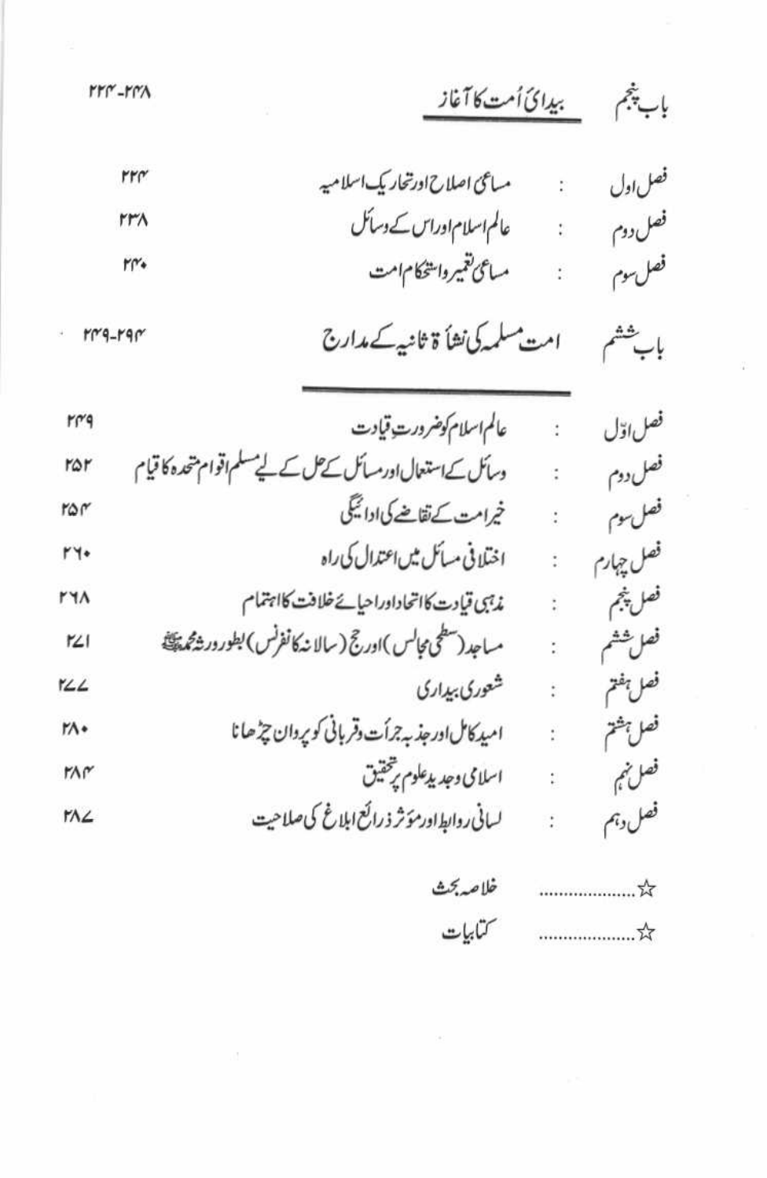## باب پنجم — بیدائ اُمت کا آغاز — ۲۲۴-۲۴۸

| | | |
|---|---|---|
| فصل اول | : مساعی اصلاح اور تحاریک اسلامیہ | ۲۲۴ |
| فصل دوم | : عالم اسلام اور اس کے وسائل | ۲۳۸ |
| فصل سوم | : مساعی تعمیر واستحکام امت | ۲۴۰ |

## باب ششم — امت مسلمہ کی نشأۃ ثانیہ کے مدارج — ۲۴۹-۲۹۴

| | | |
|---|---|---|
| فصل اوّل | : عالم اسلام کو ضرورت قیادت | ۲۴۹ |
| فصل دوم | : وسائل کے استعمال اور مسائل کے حل کے لیے مسلم اقوام متحدہ کا قیام | ۲۵۲ |
| فصل سوم | : خیر امت کے تقاضے کی ادائیگی | ۲۵۴ |
| فصل چہارم | : اختلافی مسائل میں اعتدال کی راہ | ۲۶۰ |
| فصل پنجم | : مذہبی قیادت کا اتحاد اور احیائے خلافت کا اہتمام | ۲۶۸ |
| فصل ششم | : مساجد (سطحی مجالس) اور حج (سالانہ کانفرنس) بطور ورثہ محمدﷺ | ۲۷۱ |
| فصل ہفتم | : شعوری بیداری | ۲۷۷ |
| فصل ہشتم | : امید کامل اور جذبہ جرأت وقربانی کو پروان چڑھانا | ۲۸۰ |
| فصل نہم | : اسلامی وجدید علوم پر تحقیق | ۲۸۴ |
| فصل دہم | : لسانی روابط اور مؤثر ذرائع ابلاغ کی صلاحیت | ۲۸۷ |

☆.................... خلاصہ بحث

☆.................... کتابیات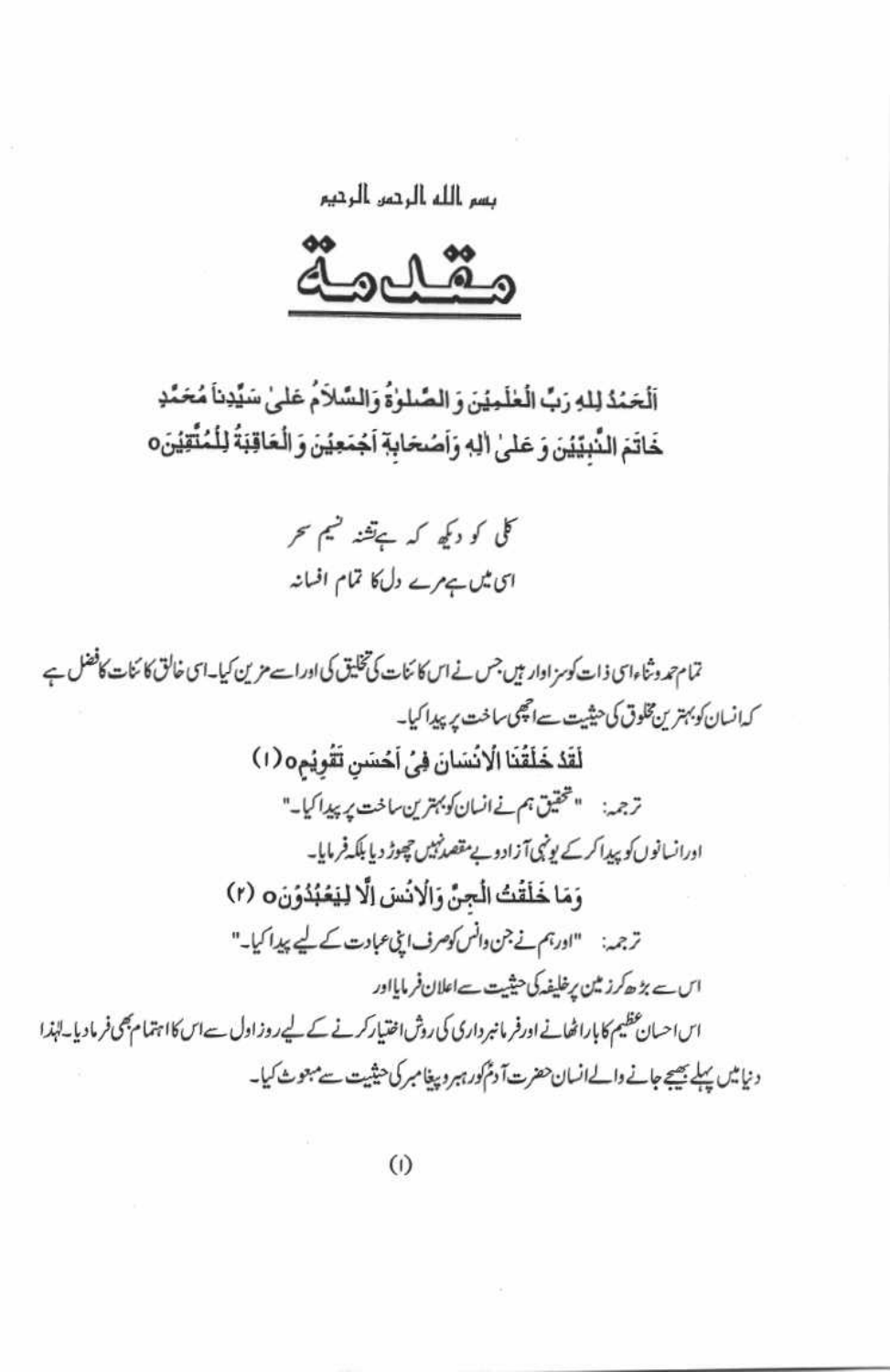بسم اللہ الرحمن الرحیم

# مقدمۃ

اَلْحَمْدُ لِلّٰہِ رَبِّ الْعٰلَمِیْنَ وَ الصَّلٰوۃُ وَالسَّلاَمُ عَلٰی سَیِّدِنَا مُحَمَّدٍ خَاتَمِ النَّبِیِّیْنَ وَ عَلٰی اٰلِہٖ وَاَصْحَابِہٖ اَجْمَعِیْنَ وَ الْعَاقِبَۃُ لِلْمُتَّقِیْنَo

کلی کو دیکھ کہ ہے تشنہ نسیم سحر
اسی میں ہے مرے دل کا تمام افسانہ

تمام حمد وثناء اسی ذات کو سزاوار ہیں جس نے اس کائنات کی تخلیق کی اور اسے مزین کیا۔ اسی خالق کائنات کا فضل ہے کہ انسان کو بہترین مخلوق کی حیثیت سے اچھی ساخت پر پیدا کیا۔

لَقَدْ خَلَقْنَا الْاِنْسَانَ فِیْٓ اَحْسَنِ تَقْوِیْمٍo (۱)

ترجمہ: "تحقیق ہم نے انسان کو بہترین ساخت پر پیدا کیا۔"

اور انسانوں کو پیدا کر کے یونہی آزاد و بے مقصد نہیں چھوڑ دیا بلکہ فرمایا۔

وَمَا خَلَقْتُ الْجِنَّ وَالْاِنْسَ اِلَّا لِیَعْبُدُوْنِo (۲)

ترجمہ: "اور ہم نے جن وانس کو صرف اپنی عبادت کے لیے پیدا کیا۔"

اس سے بڑھ کر زمین پر خلیفہ کی حیثیت سے اعلان فرمایا اور

اس احسان عظیم کا بار اٹھانے اور فرمانبرداری کی روش اختیار کرنے کے لیے روز اول سے اس کا اہتمام بھی فرما دیا۔ لہٰذا دنیا میں پہلے بھیجے جانے والے انسان حضرت آدمؑ کو رہبر و پیغامبر کی حیثیت سے مبعوث کیا۔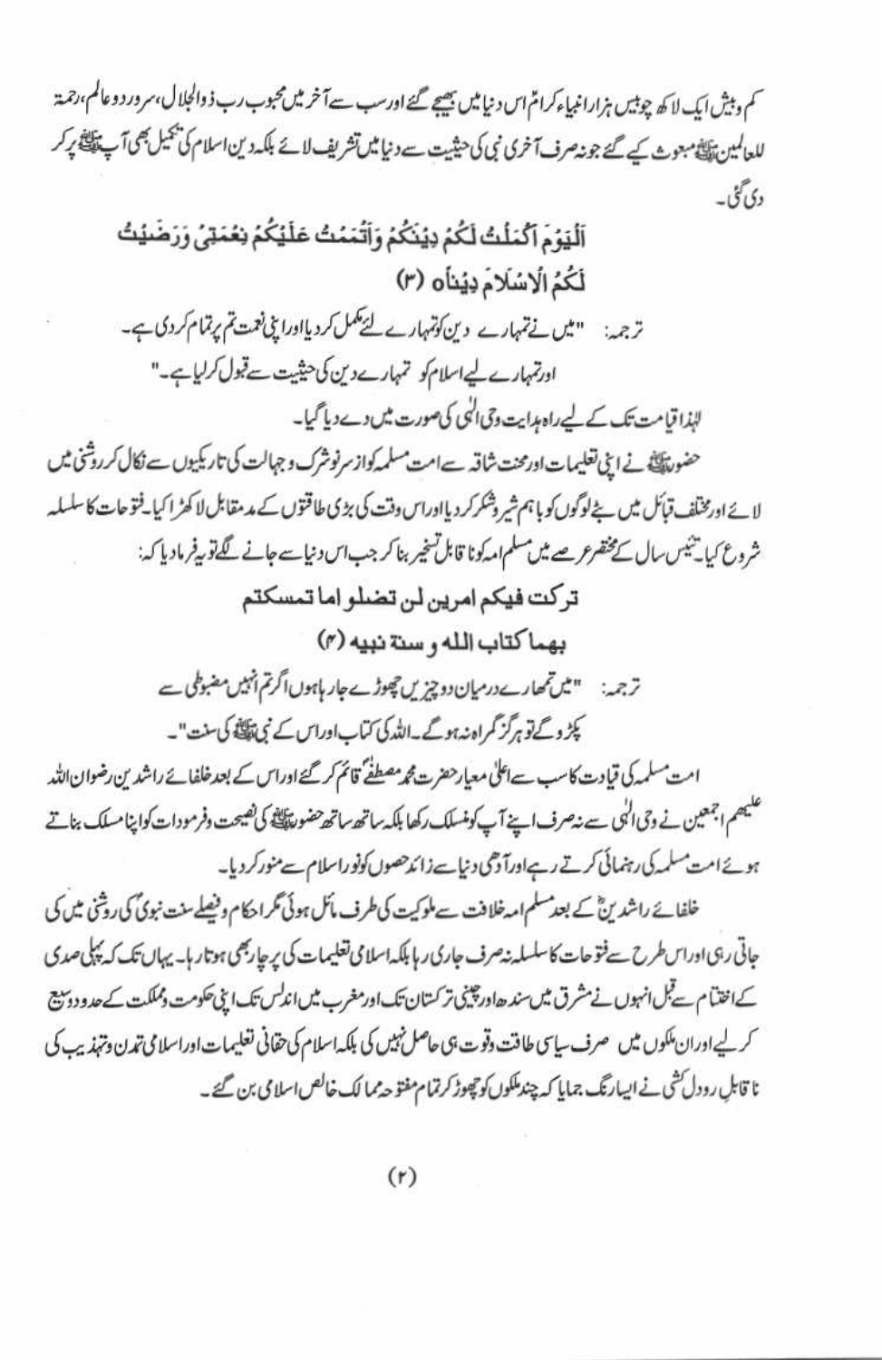کم و بیش ایک لاکھ چوبیس ہزار انبیاء کرامؑ اس دنیا میں بھیجے گئے اور سب سے آخر میں محبوب رب ذوالجلال، سرور دو عالم، رحمۃ للعالمین ﷺ مبعوث کیے گئے جو نہ صرف آخری نبی کی حیثیت سے دنیا میں تشریف لائے بلکہ دین اسلام کی تکمیل بھی آپ ﷺ پر کر دی گئی۔

اَلْیَوْمَ اَکْمَلْتُ لَکُمْ دِیْنَکُمْ وَاَتْمَمْتُ عَلَیْکُمْ نِعْمَتِیْ وَرَضِیْتُ لَکُمُ الْاِسْلَامَ دِیْنًا۝ (۳)

ترجمہ: "میں نے تمہارے دین کو تمہارے لئے مکمل کر دیا اور اپنی نعمت تم پر تمام کر دی ہے۔ اور تمہارے لیے اسلام کو تمہارے دین کی حیثیت سے قبول کر لیا ہے۔"

لہٰذا قیامت تک کے لیے راہ ہدایت وحی الٰہی کی صورت میں دے دیا گیا۔

حضور ﷺ نے اپنی تعلیمات اور محنت شاقہ سے امت مسلمہ کو از سر نو شرک و جہالت کی تاریکیوں سے نکال کر روشنی میں لائے اور مختلف قبائل میں بٹے لوگوں کو باہم شیر و شکر کر دیا اور اس وقت کی بڑی طاقتوں کے مدمقابل لا کھڑا کیا۔ فتوحات کا سلسلہ شروع کیا۔ تیئس سال کے مختصر عرصے میں مسلم امہ کو ناقابل تسخیر بنا کر جب اس دنیا سے جانے لگے تو یہ فرمادیا کہ:

ترکت فیکم امرین لن تضلو اما تمسکتم بھما کتاب اللہ و سنۃ نبیہ (۴)

ترجمہ: "میں تمھارے درمیان دو چیزیں چھوڑے جا رہا ہوں اگر تم انہیں مضبوطی سے پکڑو گے تو ہرگز گمراہ نہ ہوگے۔ اللہ کی کتاب اور اس کے نبی ﷺ کی سنت"۔

امت مسلمہ کی قیادت کا سب سے اعلیٰ معیار حضرت محمد مصطفیٰ ﷺ قائم کر گئے اور اس کے بعد خلفائے راشدین رضوان اللہ علیہم اجمعین نے وحی الٰہی سے نہ صرف اپنے آپ کو منسلک رکھا بلکہ ساتھ ساتھ حضور ﷺ کی نصیحت و فرمودات کو اپنا مسلک بناتے ہوئے امت مسلمہ کی رہنمائی کرتے رہے اور آدھی دنیا سے زائد حصوں کو نور اسلام سے منور کر دیا۔

خلفائے راشدینؓ کے بعد مسلم امہ خلافت سے ملوکیت کی طرف مائل ہوئی مگر احکام و فیصلے سنت نبویؐ کی روشنی میں کی جاتی رہی اور اس طرح سے فتوحات کا سلسلہ نہ صرف جاری رہا بلکہ اسلامی تعلیمات کی پرچار بھی ہوتا رہا۔ یہاں تک کہ پہلی صدی کے اختتام سے قبل انہوں نے مشرق میں سندھ اور چینی ترکستان تک اور مغرب میں اندلس تک اپنی حکومت و مملکت کے حدود وسیع کر لیے اور ان ملکوں میں صرف سیاسی طاقت و قوت ہی حاصل نہیں کی بلکہ اسلام کی حقانی تعلیمات اور اسلامی تمدن و تہذیب کی ناقابل رودل کشی نے ایسا رنگ جمایا کہ چند ملکوں کو چھوڑ کر تمام مفتوحہ ممالک خالص اسلامی بن گئے۔